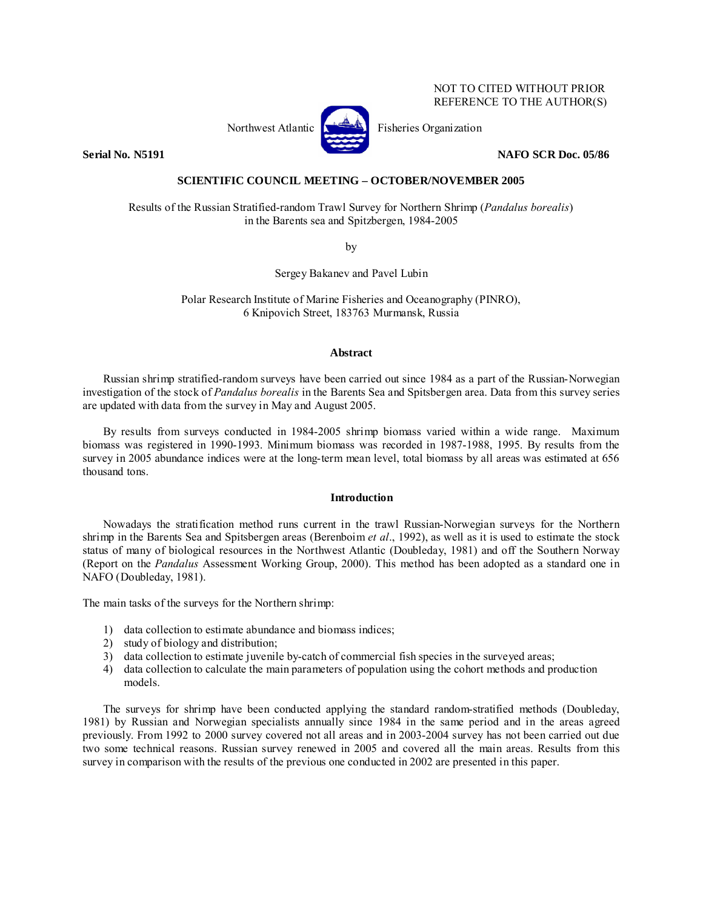NOT TO CITED WITHOUT PRIOR REFERENCE TO THE AUTHOR(S)

Northwest Atlantic Fisheries Organization

**Serial No. N5191** **NAFO SCR Doc. 05/86**

**SCIENTIFIC COUNCIL MEETING – OCTOBER/NOVEMBER 2005**

Results of the Russian Stratified-random Trawl Survey for Northern Shrimp (*Pandalus borealis*) in the Barents sea and Spitzbergen, 1984-2005

by

Sergey Bakanev and Pavel Lubin

Polar Research Institute of Marine Fisheries and Oceanography (PINRO), 6 Knipovich Street, 183763 Murmansk, Russia

## Abstract

Russian shrimp stratified-random surveys have been carried out since 1984 as a part of the Russian-Norwegian investigation of the stock of *Pandalus borealis* in the Barents Sea and Spitsbergen area. Data from this survey series are updated with data from the survey in May and August 2005.

By results from surveys conducted in 1984-2005 shrimp biomass varied within a wide range. Maximum biomass was registered in 1990-1993. Minimum biomass was recorded in 1987-1988, 1995. By results from the survey in 2005 abundance indices were at the long-term mean level, total biomass by all areas was estimated at 656 thousand tons.

## Introduction

Nowadays the stratification method runs current in the trawl Russian-Norwegian surveys for the Northern shrimp in the Barents Sea and Spitsbergen areas (Berenboim *et al*., 1992), as well as it is used to estimate the stock status of many of biological resources in the Northwest Atlantic (Doubleday, 1981) and off the Southern Norway (Report on the *Pandalus* Assessment Working Group, 2000). This method has been adopted as a standard one in NAFO (Doubleday, 1981).

The main tasks of the surveys for the Northern shrimp:

1) data collection to estimate abundance and biomass indices;
2) study of biology and distribution;
3) data collection to estimate juvenile by-catch of commercial fish species in the surveyed areas;
4) data collection to calculate the main parameters of population using the cohort methods and production models.

The surveys for shrimp have been conducted applying the standard random-stratified methods (Doubleday, 1981) by Russian and Norwegian specialists annually since 1984 in the same period and in the areas agreed previously. From 1992 to 2000 survey covered not all areas and in 2003-2004 survey has not been carried out due two some technical reasons. Russian survey renewed in 2005 and covered all the main areas. Results from this survey in comparison with the results of the previous one conducted in 2002 are presented in this paper.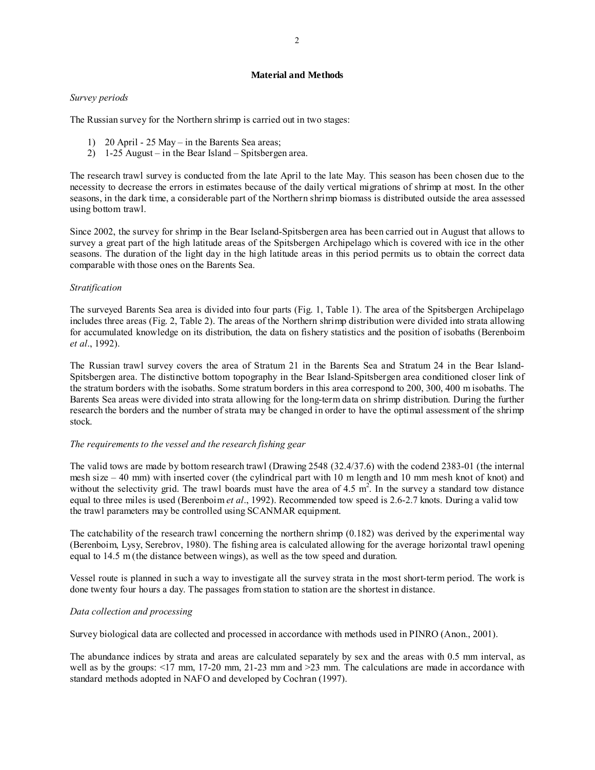## Material and Methods

*Survey periods*

The Russian survey for the Northern shrimp is carried out in two stages:

1) 20 April - 25 May – in the Barents Sea areas;
2) 1-25 August – in the Bear Island – Spitsbergen area.

The research trawl survey is conducted from the late April to the late May. This season has been chosen due to the necessity to decrease the errors in estimates because of the daily vertical migrations of shrimp at most. In the other seasons, in the dark time, a considerable part of the Northern shrimp biomass is distributed outside the area assessed using bottom trawl.

Since 2002, the survey for shrimp in the Bear Iseland-Spitsbergen area has been carried out in August that allows to survey a great part of the high latitude areas of the Spitsbergen Archipelago which is covered with ice in the other seasons. The duration of the light day in the high latitude areas in this period permits us to obtain the correct data comparable with those ones on the Barents Sea.

*Stratification*

The surveyed Barents Sea area is divided into four parts (Fig. 1, Table 1). The area of the Spitsbergen Archipelago includes three areas (Fig. 2, Table 2). The areas of the Northern shrimp distribution were divided into strata allowing for accumulated knowledge on its distribution, the data on fishery statistics and the position of isobaths (Berenboim *et al*., 1992).

The Russian trawl survey covers the area of Stratum 21 in the Barents Sea and Stratum 24 in the Bear Island-Spitsbergen area. The distinctive bottom topography in the Bear Island-Spitsbergen area conditioned closer link of the stratum borders with the isobaths. Some stratum borders in this area correspond to 200, 300, 400 m isobaths. The Barents Sea areas were divided into strata allowing for the long-term data on shrimp distribution. During the further research the borders and the number of strata may be changed in order to have the optimal assessment of the shrimp stock.

*The requirements to the vessel and the research fishing gear*

The valid tows are made by bottom research trawl (Drawing 2548 (32.4/37.6) with the codend 2383-01 (the internal mesh size – 40 mm) with inserted cover (the cylindrical part with 10 m length and 10 mm mesh knot of knot) and without the selectivity grid. The trawl boards must have the area of 4.5 $m^2$. In the survey a standard tow distance equal to three miles is used (Berenboim *et al*., 1992). Recommended tow speed is 2.6-2.7 knots. During a valid tow the trawl parameters may be controlled using SCANMAR equipment.

The catchability of the research trawl concerning the northern shrimp (0.182) was derived by the experimental way (Berenboim, Lysy, Serebrov, 1980). The fishing area is calculated allowing for the average horizontal trawl opening equal to 14.5 m (the distance between wings), as well as the tow speed and duration.

Vessel route is planned in such a way to investigate all the survey strata in the most short-term period. The work is done twenty four hours a day. The passages from station to station are the shortest in distance.

*Data collection and processing*

Survey biological data are collected and processed in accordance with methods used in PINRO (Anon., 2001).

The abundance indices by strata and areas are calculated separately by sex and the areas with 0.5 mm interval, as well as by the groups: <17 mm, 17-20 mm, 21-23 mm and >23 mm. The calculations are made in accordance with standard methods adopted in NAFO and developed by Cochran (1997).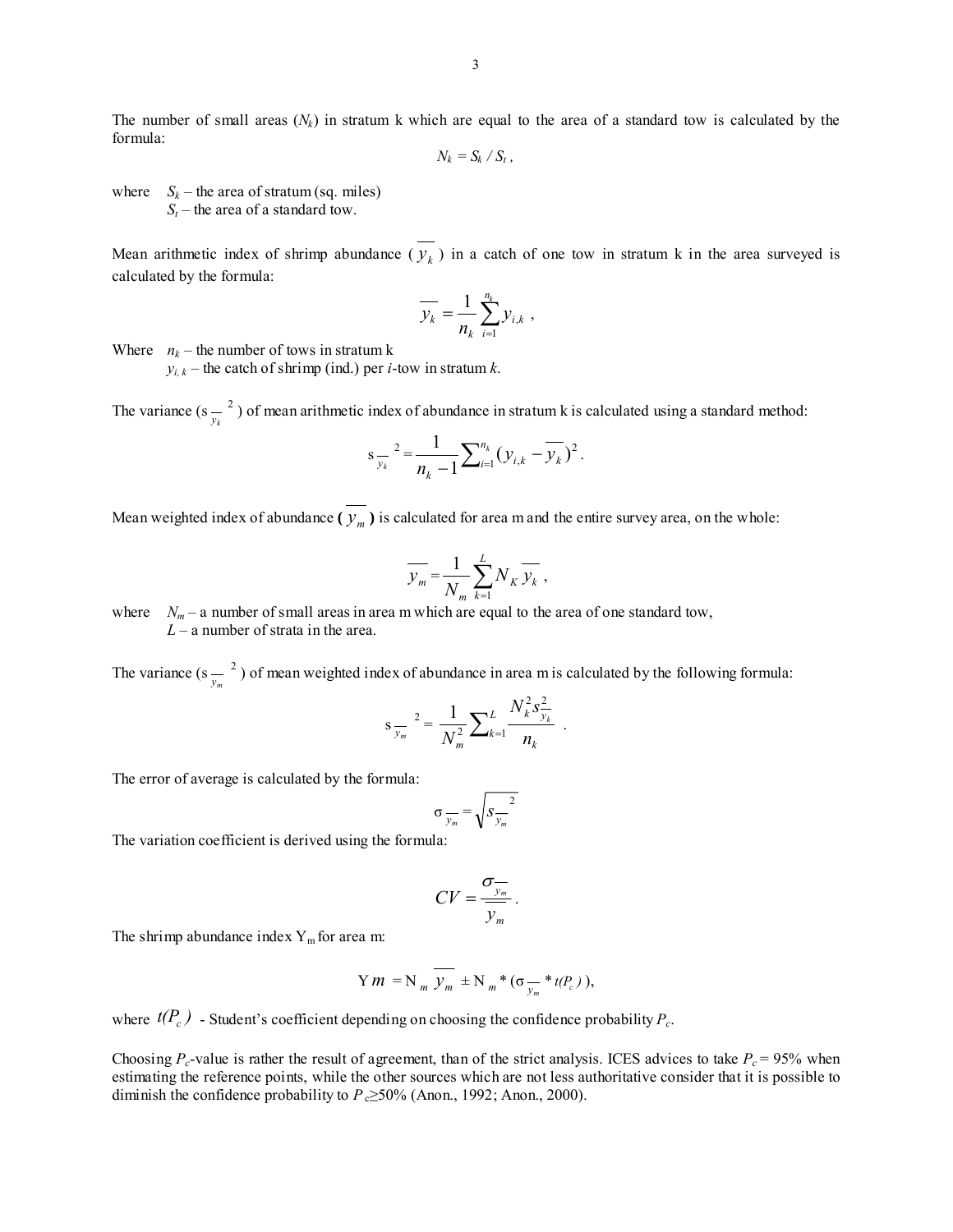The number of small areas ($N_k$) in stratum k which are equal to the area of a standard tow is calculated by the formula:

$$N_k = S_k / S_t ,$$

where $S_k$ – the area of stratum (sq. miles)
$S_t$ – the area of a standard tow.

Mean arithmetic index of shrimp abundance ($\overline{y_k}$) in a catch of one tow in stratum k in the area surveyed is calculated by the formula:

$$\overline{y_k} = \frac{1}{n_k} \sum_{i=1}^{n_k} y_{i,k} ,$$

Where $n_k$ – the number of tows in stratum k
$y_{i,k}$ – the catch of shrimp (ind.) per *i*-tow in stratum *k*.

The variance ($s_{\overline{y_k}}^2$) of mean arithmetic index of abundance in stratum k is calculated using a standard method:

$$s_{\overline{y_k}}^2 = \frac{1}{n_k - 1} \sum_{i=1}^{n_k} (y_{i,k} - \overline{y_k})^2 .$$

Mean weighted index of abundance **(** $\overline{y_m}$ **)** is calculated for area m and the entire survey area, on the whole:

$$\overline{y_m} = \frac{1}{N_m} \sum_{k=1}^{L} N_K \overline{y_k} ,$$

where $N_m$ – a number of small areas in area m which are equal to the area of one standard tow,
$L$ – a number of strata in the area.

The variance ($s_{\overline{y_m}}^2$) of mean weighted index of abundance in area m is calculated by the following formula:

$$s_{\overline{y_m}}^2 = \frac{1}{N_m^2} \sum_{k=1}^{L} \frac{N_k^2 s_{\overline{y_k}}^2}{n_k} .$$

The error of average is calculated by the formula:

$$\sigma_{\overline{y_m}} = \sqrt{s_{\overline{y_m}}^2}$$

The variation coefficient is derived using the formula:

$$CV = \frac{\sigma_{\overline{y_m}}}{\overline{y_m}} .$$

The shrimp abundance index $Y_m$ for area m:

$$Ym = N_m \overline{y_m} \pm N_m * (\sigma_{\overline{y_m}} * t(P_c)),$$

where $t(P_c)$ - Student's coefficient depending on choosing the confidence probability $P_c$.

Choosing $P_c$-value is rather the result of agreement, than of the strict analysis. ICES advices to take $P_c = 95\%$ when estimating the reference points, while the other sources which are not less authoritative consider that it is possible to diminish the confidence probability to $P_c \geq 50\%$ (Anon., 1992; Anon., 2000).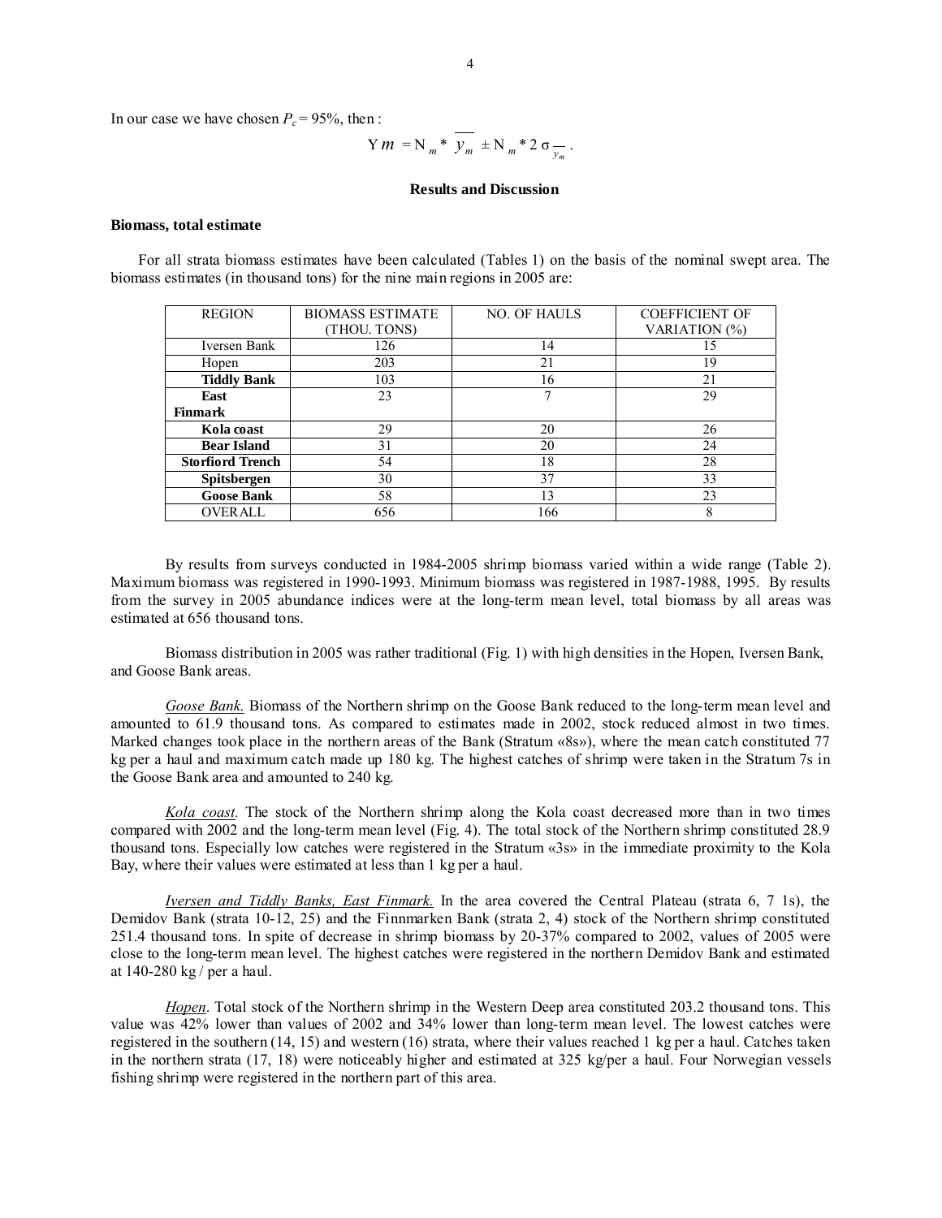In our case we have chosen $P_c = 95\%$, then :

$$Ym = N_m * \overline{y_m} \pm N_m * 2\sigma_{\overline{y_m}}.$$

## Results and Discussion

### Biomass, total estimate

For all strata biomass estimates have been calculated (Tables 1) on the basis of the nominal swept area. The biomass estimates (in thousand tons) for the nine main regions in 2005 are:

| REGION | BIOMASS ESTIMATE (THOU. TONS) | NO. OF HAULS | COEFFICIENT OF VARIATION (%) |
|---|---|---|---|
| Iversen Bank | 126 | 14 | 15 |
| Hopen | 203 | 21 | 19 |
| **Tiddly Bank** | 103 | 16 | 21 |
| **East Finmark** | 23 | 7 | 29 |
| **Kola coast** | 29 | 20 | 26 |
| **Bear Island** | 31 | 20 | 24 |
| **Storfiord Trench** | 54 | 18 | 28 |
| **Spitsbergen** | 30 | 37 | 33 |
| **Goose Bank** | 58 | 13 | 23 |
| OVERALL | 656 | 166 | 8 |

By results from surveys conducted in 1984-2005 shrimp biomass varied within a wide range (Table 2). Maximum biomass was registered in 1990-1993. Minimum biomass was registered in 1987-1988, 1995. By results from the survey in 2005 abundance indices were at the long-term mean level, total biomass by all areas was estimated at 656 thousand tons.

Biomass distribution in 2005 was rather traditional (Fig. 1) with high densities in the Hopen, Iversen Bank, and Goose Bank areas.

*Goose Bank.* Biomass of the Northern shrimp on the Goose Bank reduced to the long-term mean level and amounted to 61.9 thousand tons. As compared to estimates made in 2002, stock reduced almost in two times. Marked changes took place in the northern areas of the Bank (Stratum «8s»), where the mean catch constituted 77 kg per a haul and maximum catch made up 180 kg. The highest catches of shrimp were taken in the Stratum 7s in the Goose Bank area and amounted to 240 kg.

*Kola coast.* The stock of the Northern shrimp along the Kola coast decreased more than in two times compared with 2002 and the long-term mean level (Fig. 4). The total stock of the Northern shrimp constituted 28.9 thousand tons. Especially low catches were registered in the Stratum «3s» in the immediate proximity to the Kola Bay, where their values were estimated at less than 1 kg per a haul.

*Iversen and Tiddly Banks, East Finmark.* In the area covered the Central Plateau (strata 6, 7 1s), the Demidov Bank (strata 10-12, 25) and the Finnmarken Bank (strata 2, 4) stock of the Northern shrimp constituted 251.4 thousand tons. In spite of decrease in shrimp biomass by 20-37% compared to 2002, values of 2005 were close to the long-term mean level. The highest catches were registered in the northern Demidov Bank and estimated at 140-280 kg / per a haul.

*Hopen*. Total stock of the Northern shrimp in the Western Deep area constituted 203.2 thousand tons. This value was 42% lower than values of 2002 and 34% lower than long-term mean level. The lowest catches were registered in the southern (14, 15) and western (16) strata, where their values reached 1 kg per a haul. Catches taken in the northern strata (17, 18) were noticeably higher and estimated at 325 kg/per a haul. Four Norwegian vessels fishing shrimp were registered in the northern part of this area.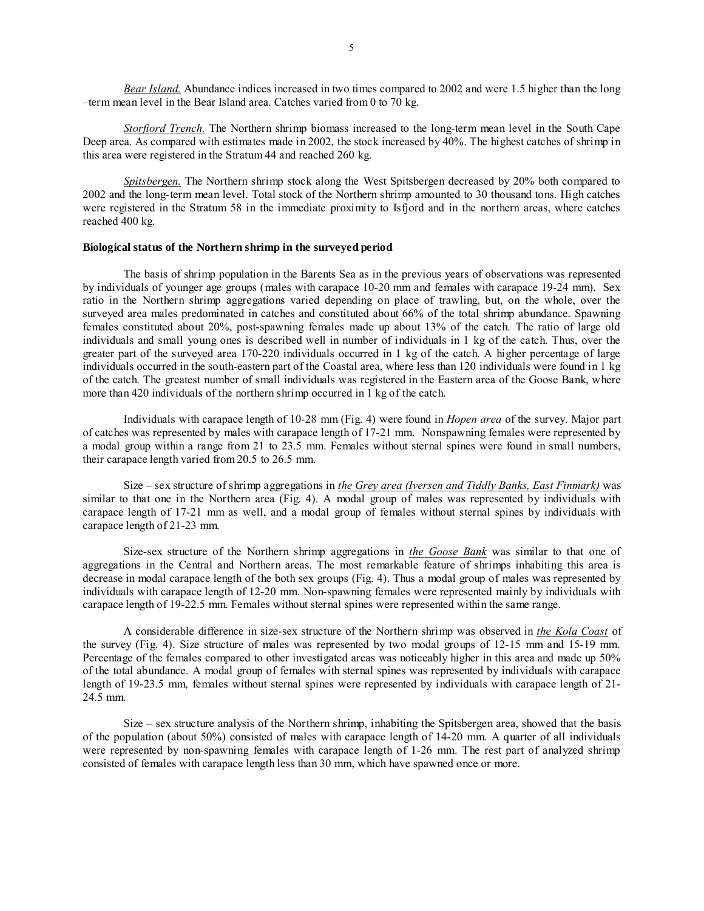*Bear Island.* Abundance indices increased in two times compared to 2002 and were 1.5 higher than the long –term mean level in the Bear Island area. Catches varied from 0 to 70 kg.

*Storfiord Trench.* The Northern shrimp biomass increased to the long-term mean level in the South Cape Deep area. As compared with estimates made in 2002, the stock increased by 40%. The highest catches of shrimp in this area were registered in the Stratum 44 and reached 260 kg.

*Spitsbergen.* The Northern shrimp stock along the West Spitsbergen decreased by 20% both compared to 2002 and the long-term mean level. Total stock of the Northern shrimp amounted to 30 thousand tons. High catches were registered in the Stratum 58 in the immediate proximity to Isfjord and in the northern areas, where catches reached 400 kg.

**Biological status of the Northern shrimp in the surveyed period**

The basis of shrimp population in the Barents Sea as in the previous years of observations was represented by individuals of younger age groups (males with carapace 10-20 mm and females with carapace 19-24 mm). Sex ratio in the Northern shrimp aggregations varied depending on place of trawling, but, on the whole, over the surveyed area males predominated in catches and constituted about 66% of the total shrimp abundance. Spawning females constituted about 20%, post-spawning females made up about 13% of the catch. The ratio of large old individuals and small young ones is described well in number of individuals in 1 kg of the catch. Thus, over the greater part of the surveyed area 170-220 individuals occurred in 1 kg of the catch. A higher percentage of large individuals occurred in the south-eastern part of the Coastal area, where less than 120 individuals were found in 1 kg of the catch. The greatest number of small individuals was registered in the Eastern area of the Goose Bank, where more than 420 individuals of the northern shrimp occurred in 1 kg of the catch.

Individuals with carapace length of 10-28 mm (Fig. 4) were found in *Hopen area* of the survey. Major part of catches was represented by males with carapace length of 17-21 mm. Nonspawning females were represented by a modal group within a range from 21 to 23.5 mm. Females without sternal spines were found in small numbers, their carapace length varied from 20.5 to 26.5 mm.

Size – sex structure of shrimp aggregations in *the Grey area (Iversen and Tiddly Banks, East Finmark)* was similar to that one in the Northern area (Fig. 4). A modal group of males was represented by individuals with carapace length of 17-21 mm as well, and a modal group of females without sternal spines by individuals with carapace length of 21-23 mm.

Size-sex structure of the Northern shrimp aggregations in *the Goose Bank* was similar to that one of aggregations in the Central and Northern areas. The most remarkable feature of shrimps inhabiting this area is decrease in modal carapace length of the both sex groups (Fig. 4). Thus a modal group of males was represented by individuals with carapace length of 12-20 mm. Non-spawning females were represented mainly by individuals with carapace length of 19-22.5 mm. Females without sternal spines were represented within the same range.

A considerable difference in size-sex structure of the Northern shrimp was observed in *the Kola Coast* of the survey (Fig. 4). Size structure of males was represented by two modal groups of 12-15 mm and 15-19 mm. Percentage of the females compared to other investigated areas was noticeably higher in this area and made up 50% of the total abundance. A modal group of females with sternal spines was represented by individuals with carapace length of 19-23.5 mm, females without sternal spines were represented by individuals with carapace length of 21-24.5 mm.

Size – sex structure analysis of the Northern shrimp, inhabiting the Spitsbergen area, showed that the basis of the population (about 50%) consisted of males with carapace length of 14-20 mm. A quarter of all individuals were represented by non-spawning females with carapace length of 1-26 mm. The rest part of analyzed shrimp consisted of females with carapace length less than 30 mm, which have spawned once or more.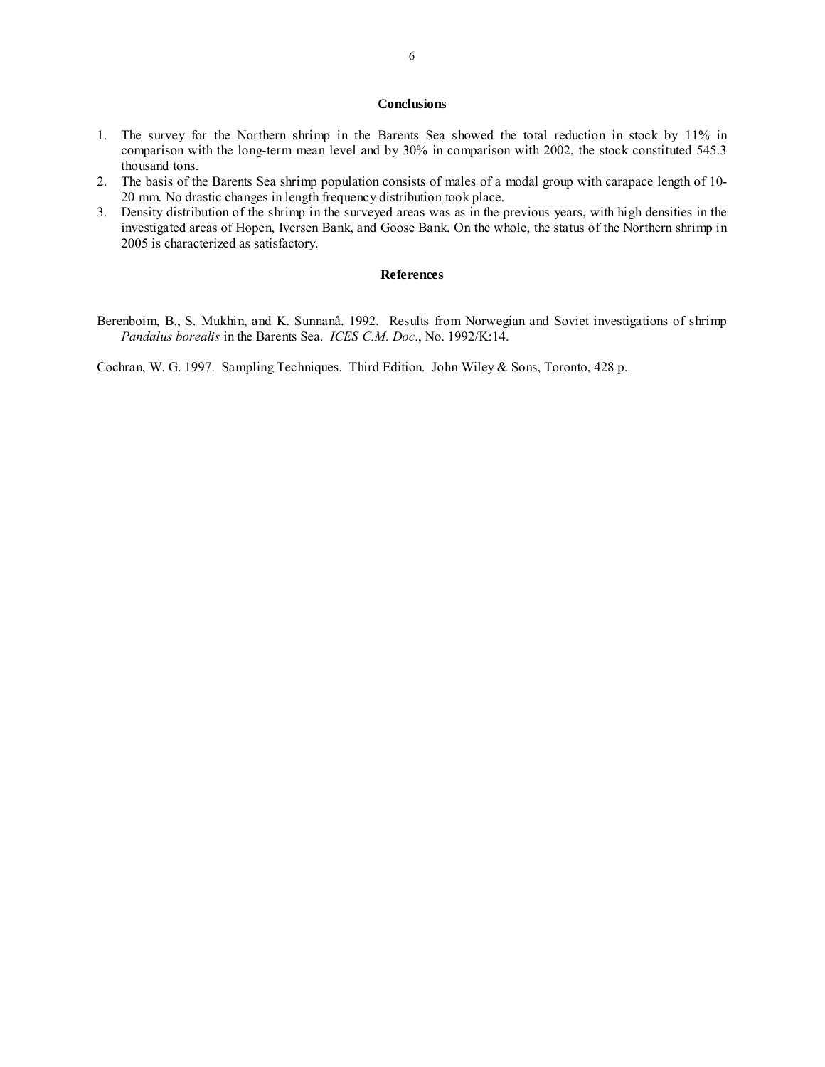## Conclusions

1. The survey for the Northern shrimp in the Barents Sea showed the total reduction in stock by 11% in comparison with the long-term mean level and by 30% in comparison with 2002, the stock constituted 545.3 thousand tons.
2. The basis of the Barents Sea shrimp population consists of males of a modal group with carapace length of 10-20 mm. No drastic changes in length frequency distribution took place.
3. Density distribution of the shrimp in the surveyed areas was as in the previous years, with high densities in the investigated areas of Hopen, Iversen Bank, and Goose Bank. On the whole, the status of the Northern shrimp in 2005 is characterized as satisfactory.

## References

Berenboim, B., S. Mukhin, and K. Sunnanå. 1992. Results from Norwegian and Soviet investigations of shrimp *Pandalus borealis* in the Barents Sea. *ICES C.M. Doc*., No. 1992/K:14.

Cochran, W. G. 1997. Sampling Techniques. Third Edition. John Wiley & Sons, Toronto, 428 p.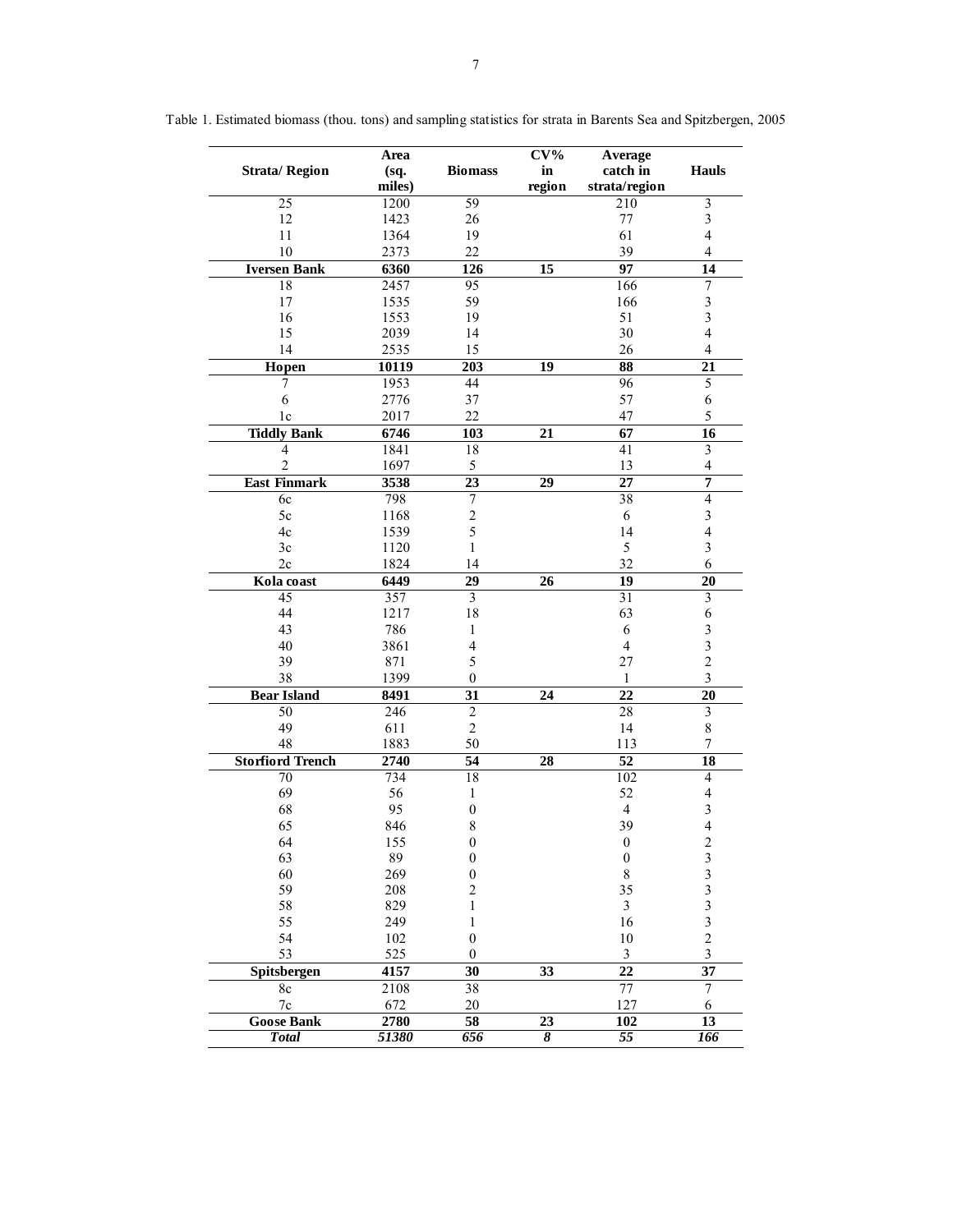Table 1. Estimated biomass (thou. tons) and sampling statistics for strata in Barents Sea and Spitzbergen, 2005

| Strata/ Region | Area (sq. miles) | Biomass | CV% in region | Average catch in strata/region | Hauls |
|---|---|---|---|---|---|
| 25 | 1200 | 59 | | 210 | 3 |
| 12 | 1423 | 26 | | 77 | 3 |
| 11 | 1364 | 19 | | 61 | 4 |
| 10 | 2373 | 22 | | 39 | 4 |
| **Iversen Bank** | **6360** | **126** | **15** | **97** | **14** |
| 18 | 2457 | 95 | | 166 | 7 |
| 17 | 1535 | 59 | | 166 | 3 |
| 16 | 1553 | 19 | | 51 | 3 |
| 15 | 2039 | 14 | | 30 | 4 |
| 14 | 2535 | 15 | | 26 | 4 |
| **Hopen** | **10119** | **203** | **19** | **88** | **21** |
| 7 | 1953 | 44 | | 96 | 5 |
| 6 | 2776 | 37 | | 57 | 6 |
| 1c | 2017 | 22 | | 47 | 5 |
| **Tiddly Bank** | **6746** | **103** | **21** | **67** | **16** |
| 4 | 1841 | 18 | | 41 | 3 |
| 2 | 1697 | 5 | | 13 | 4 |
| **East Finmark** | **3538** | **23** | **29** | **27** | **7** |
| 6c | 798 | 7 | | 38 | 4 |
| 5c | 1168 | 2 | | 6 | 3 |
| 4c | 1539 | 5 | | 14 | 4 |
| 3c | 1120 | 1 | | 5 | 3 |
| 2c | 1824 | 14 | | 32 | 6 |
| **Kola coast** | **6449** | **29** | **26** | **19** | **20** |
| 45 | 357 | 3 | | 31 | 3 |
| 44 | 1217 | 18 | | 63 | 6 |
| 43 | 786 | 1 | | 6 | 3 |
| 40 | 3861 | 4 | | 4 | 3 |
| 39 | 871 | 5 | | 27 | 2 |
| 38 | 1399 | 0 | | 1 | 3 |
| **Bear Island** | **8491** | **31** | **24** | **22** | **20** |
| 50 | 246 | 2 | | 28 | 3 |
| 49 | 611 | 2 | | 14 | 8 |
| 48 | 1883 | 50 | | 113 | 7 |
| **Storfiord Trench** | **2740** | **54** | **28** | **52** | **18** |
| 70 | 734 | 18 | | 102 | 4 |
| 69 | 56 | 1 | | 52 | 4 |
| 68 | 95 | 0 | | 4 | 3 |
| 65 | 846 | 8 | | 39 | 4 |
| 64 | 155 | 0 | | 0 | 2 |
| 63 | 89 | 0 | | 0 | 3 |
| 60 | 269 | 0 | | 8 | 3 |
| 59 | 208 | 2 | | 35 | 3 |
| 58 | 829 | 1 | | 3 | 3 |
| 55 | 249 | 1 | | 16 | 3 |
| 54 | 102 | 0 | | 10 | 2 |
| 53 | 525 | 0 | | 3 | 3 |
| **Spitsbergen** | **4157** | **30** | **33** | **22** | **37** |
| 8c | 2108 | 38 | | 77 | 7 |
| 7c | 672 | 20 | | 127 | 6 |
| **Goose Bank** | **2780** | **58** | **23** | **102** | **13** |
| ***Total*** | ***51380*** | ***656*** | ***8*** | ***55*** | ***166*** |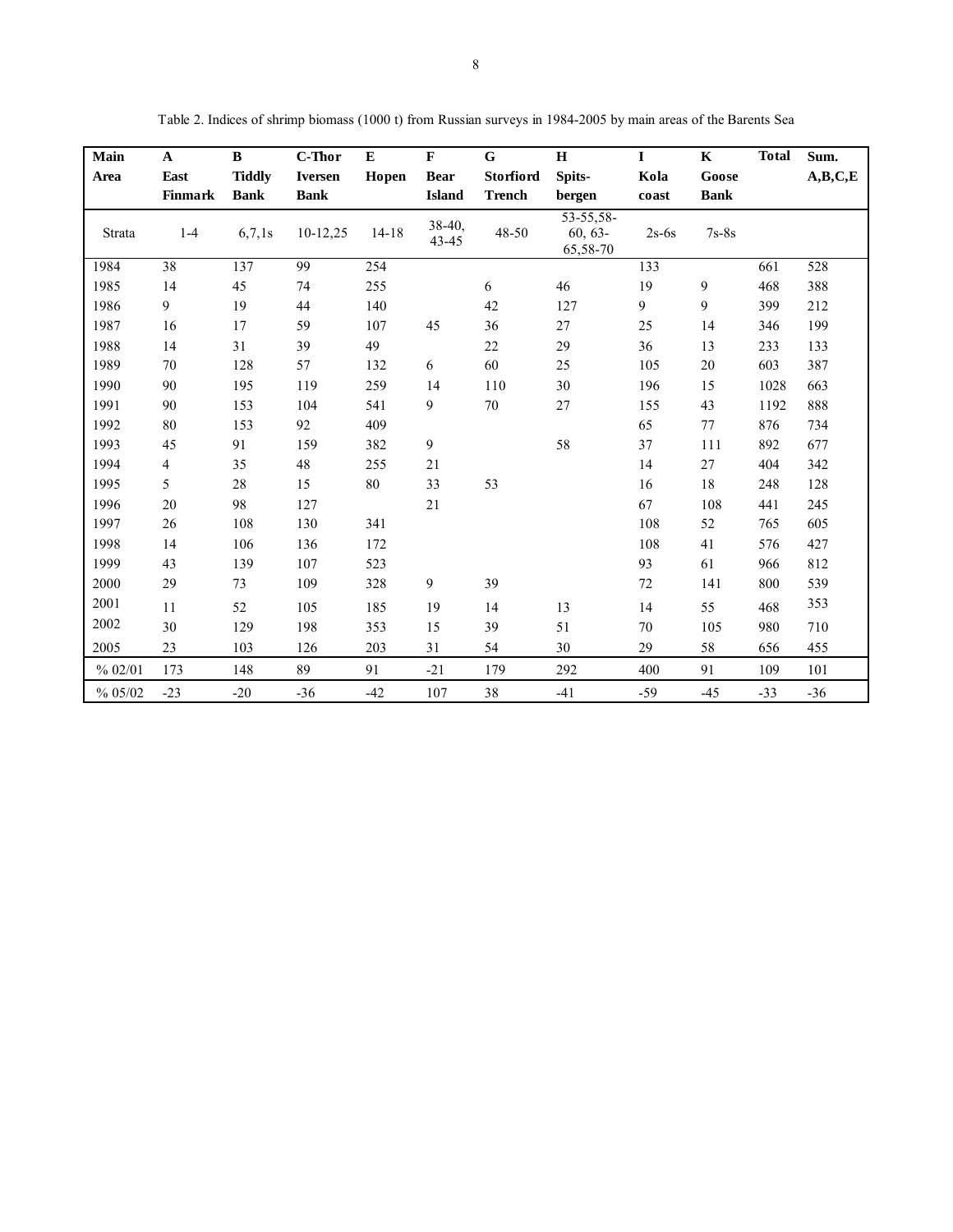Table 2. Indices of shrimp biomass (1000 t) from Russian surveys in 1984-2005 by main areas of the Barents Sea

| Main Area | A East Finmark | B Tiddly Bank | C-Thor Iversen Bank | E Hopen | F Bear Island | G Storfiord Trench | H Spits-bergen | I Kola coast | K Goose Bank | Total | Sum. A,B,C,E |
|---|---|---|---|---|---|---|---|---|---|---|---|
| Strata | 1-4 | 6,7,1s | 10-12,25 | 14-18 | 38-40, 43-45 | 48-50 | 53-55,58-60, 63-65,58-70 | 2s-6s | 7s-8s | | |
| 1984 | 38 | 137 | 99 | 254 | | | | 133 | | 661 | 528 |
| 1985 | 14 | 45 | 74 | 255 | | 6 | 46 | 19 | 9 | 468 | 388 |
| 1986 | 9 | 19 | 44 | 140 | | 42 | 127 | 9 | 9 | 399 | 212 |
| 1987 | 16 | 17 | 59 | 107 | 45 | 36 | 27 | 25 | 14 | 346 | 199 |
| 1988 | 14 | 31 | 39 | 49 | | 22 | 29 | 36 | 13 | 233 | 133 |
| 1989 | 70 | 128 | 57 | 132 | 6 | 60 | 25 | 105 | 20 | 603 | 387 |
| 1990 | 90 | 195 | 119 | 259 | 14 | 110 | 30 | 196 | 15 | 1028 | 663 |
| 1991 | 90 | 153 | 104 | 541 | 9 | 70 | 27 | 155 | 43 | 1192 | 888 |
| 1992 | 80 | 153 | 92 | 409 | | | | 65 | 77 | 876 | 734 |
| 1993 | 45 | 91 | 159 | 382 | 9 | | 58 | 37 | 111 | 892 | 677 |
| 1994 | 4 | 35 | 48 | 255 | 21 | | | 14 | 27 | 404 | 342 |
| 1995 | 5 | 28 | 15 | 80 | 33 | 53 | | 16 | 18 | 248 | 128 |
| 1996 | 20 | 98 | 127 | | 21 | | | 67 | 108 | 441 | 245 |
| 1997 | 26 | 108 | 130 | 341 | | | | 108 | 52 | 765 | 605 |
| 1998 | 14 | 106 | 136 | 172 | | | | 108 | 41 | 576 | 427 |
| 1999 | 43 | 139 | 107 | 523 | | | | 93 | 61 | 966 | 812 |
| 2000 | 29 | 73 | 109 | 328 | 9 | 39 | | 72 | 141 | 800 | 539 |
| 2001 | 11 | 52 | 105 | 185 | 19 | 14 | 13 | 14 | 55 | 468 | 353 |
| 2002 | 30 | 129 | 198 | 353 | 15 | 39 | 51 | 70 | 105 | 980 | 710 |
| 2005 | 23 | 103 | 126 | 203 | 31 | 54 | 30 | 29 | 58 | 656 | 455 |
| % 02/01 | 173 | 148 | 89 | 91 | -21 | 179 | 292 | 400 | 91 | 109 | 101 |
| % 05/02 | -23 | -20 | -36 | -42 | 107 | 38 | -41 | -59 | -45 | -33 | -36 |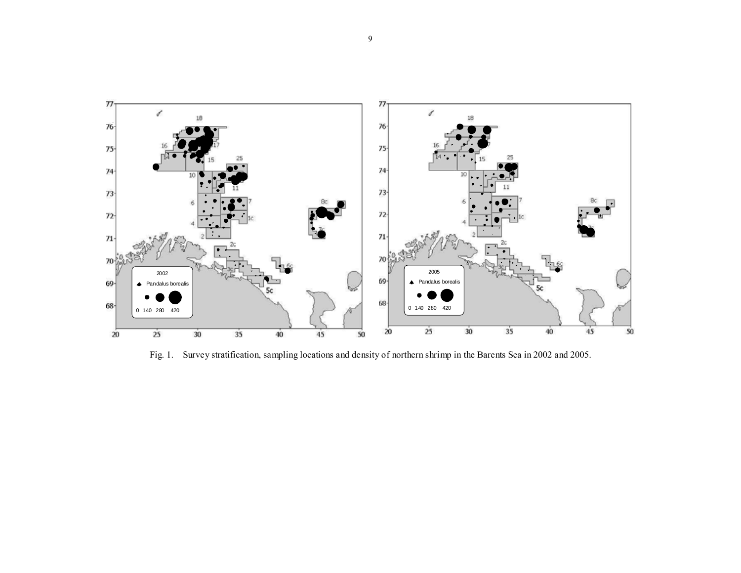Fig. 1. Survey stratification, sampling locations and density of northern shrimp in the Barents Sea in 2002 and 2005.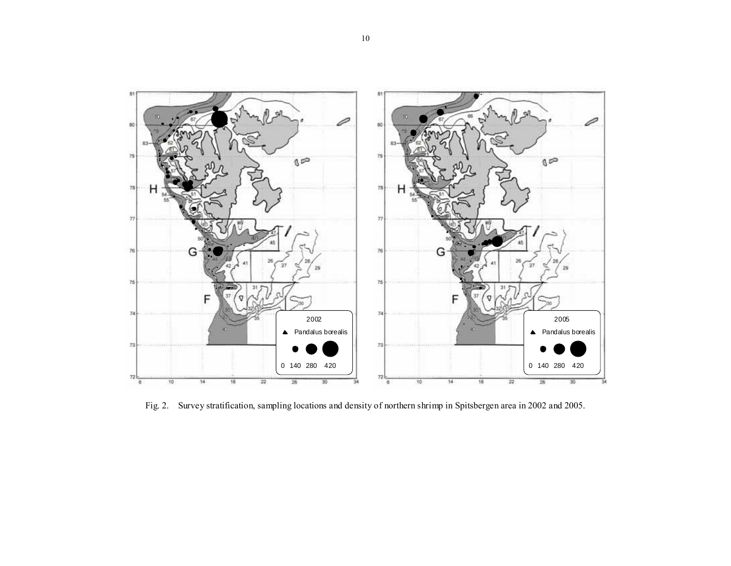Fig. 2. Survey stratification, sampling locations and density of northern shrimp in Spitsbergen area in 2002 and 2005.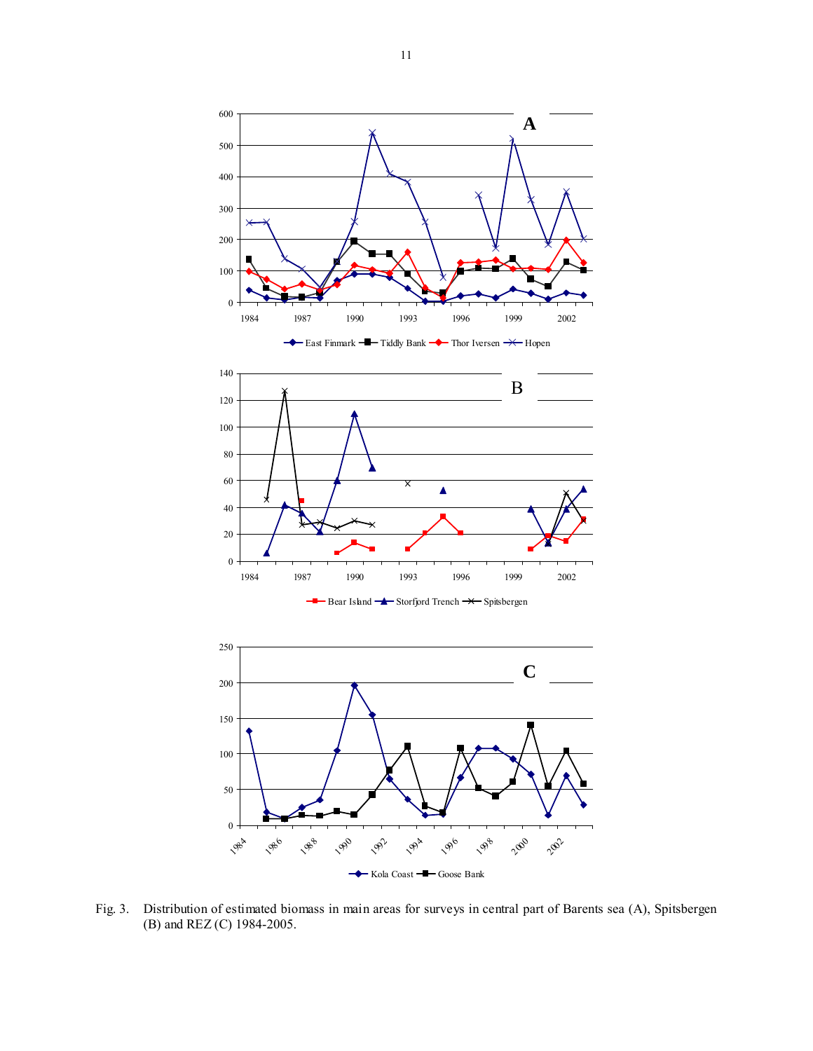Fig. 3. Distribution of estimated biomass in main areas for surveys in central part of Barents sea (A), Spitsbergen (B) and REZ (C) 1984-2005.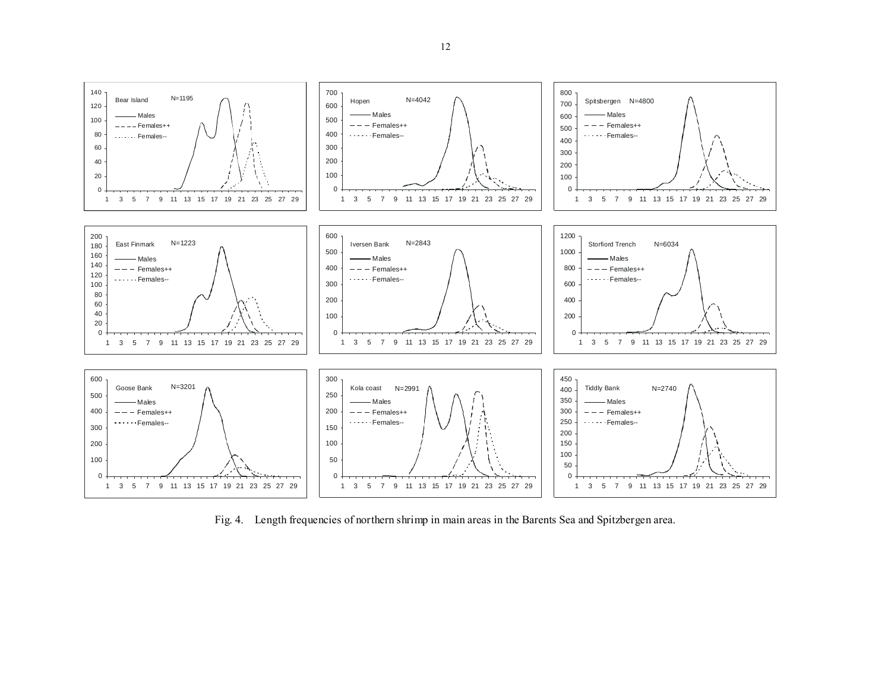Fig. 4. Length frequencies of northern shrimp in main areas in the Barents Sea and Spitzbergen area.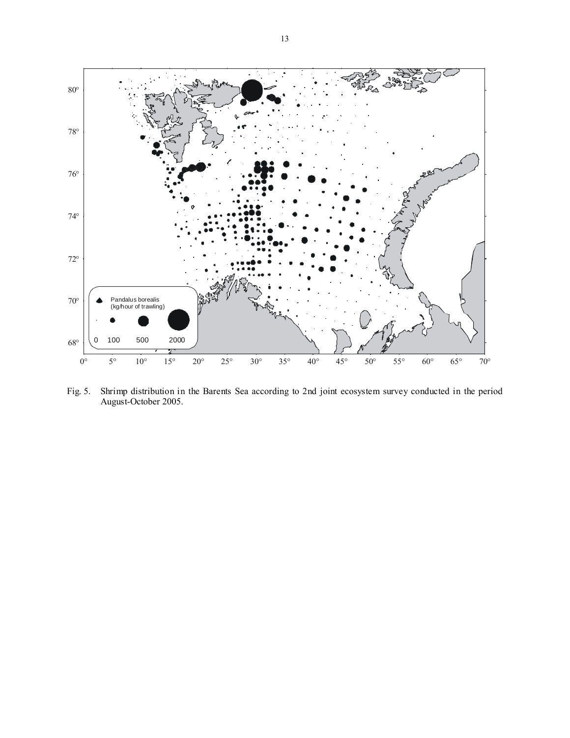80°

78°

76°

74°

72°

70°

68°

0° 5° 10° 15° 20° 25° 30° 35° 40° 45° 50° 55° 60° 65° 70°

Pandalus borealis
(kg/hour of trawling)

0 100 500 2000

Fig. 5. Shrimp distribution in the Barents Sea according to 2nd joint ecosystem survey conducted in the period August-October 2005.